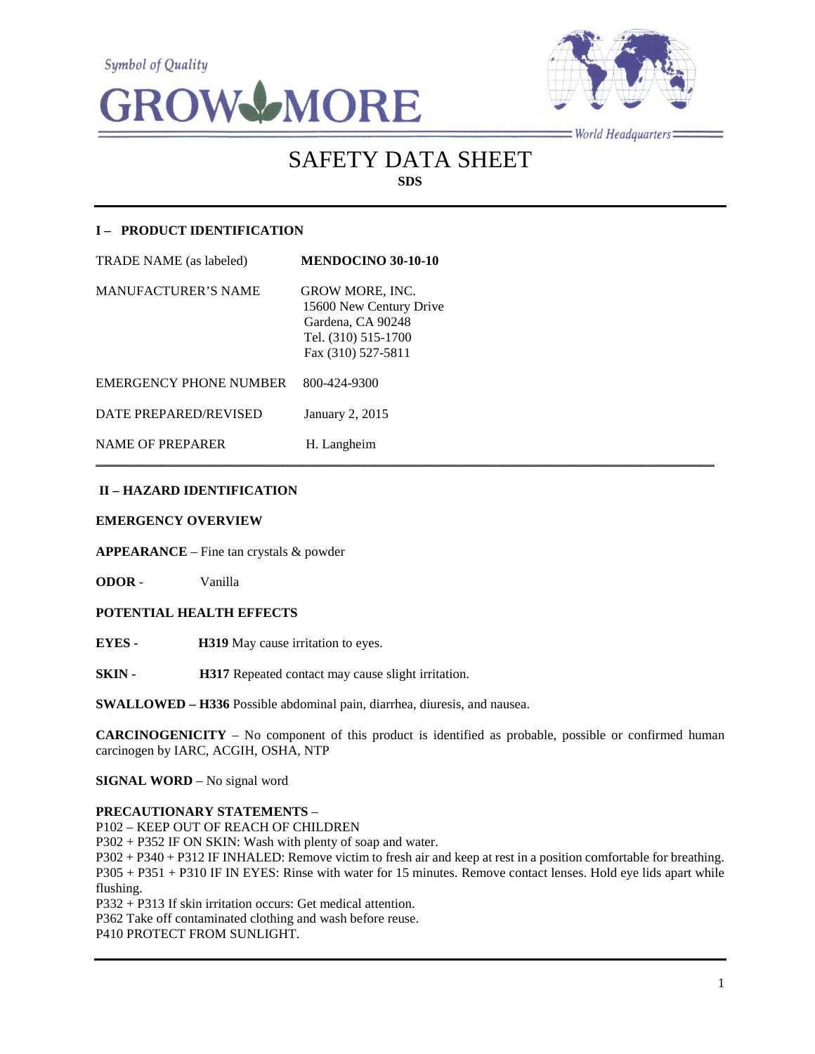Symbol of Quality

GROW MORE

World Headquarters

# SAFETY DATA SHEET

**SDS**

## I – PRODUCT IDENTIFICATION

| | |
|---|---|
| TRADE NAME (as labeled) | **MENDOCINO 30-10-10** |
| MANUFACTURER'S NAME | GROW MORE, INC.<br>15600 New Century Drive<br>Gardena, CA 90248<br>Tel. (310) 515-1700<br>Fax (310) 527-5811 |
| EMERGENCY PHONE NUMBER | 800-424-9300 |
| DATE PREPARED/REVISED | January 2, 2015 |
| NAME OF PREPARER | H. Langheim |

## II – HAZARD IDENTIFICATION

**EMERGENCY OVERVIEW**

**APPEARANCE** – Fine tan crystals & powder

**ODOR** - Vanilla

**POTENTIAL HEALTH EFFECTS**

**EYES -** **H319** May cause irritation to eyes.

**SKIN -** **H317** Repeated contact may cause slight irritation.

**SWALLOWED – H336** Possible abdominal pain, diarrhea, diuresis, and nausea.

**CARCINOGENICITY** – No component of this product is identified as probable, possible or confirmed human carcinogen by IARC, ACGIH, OSHA, NTP

**SIGNAL WORD** – No signal word

**PRECAUTIONARY STATEMENTS** –
P102 – KEEP OUT OF REACH OF CHILDREN
P302 + P352 IF ON SKIN: Wash with plenty of soap and water.
P302 + P340 + P312 IF INHALED: Remove victim to fresh air and keep at rest in a position comfortable for breathing.
P305 + P351 + P310 IF IN EYES: Rinse with water for 15 minutes. Remove contact lenses. Hold eye lids apart while flushing.
P332 + P313 If skin irritation occurs: Get medical attention.
P362 Take off contaminated clothing and wash before reuse.
P410 PROTECT FROM SUNLIGHT.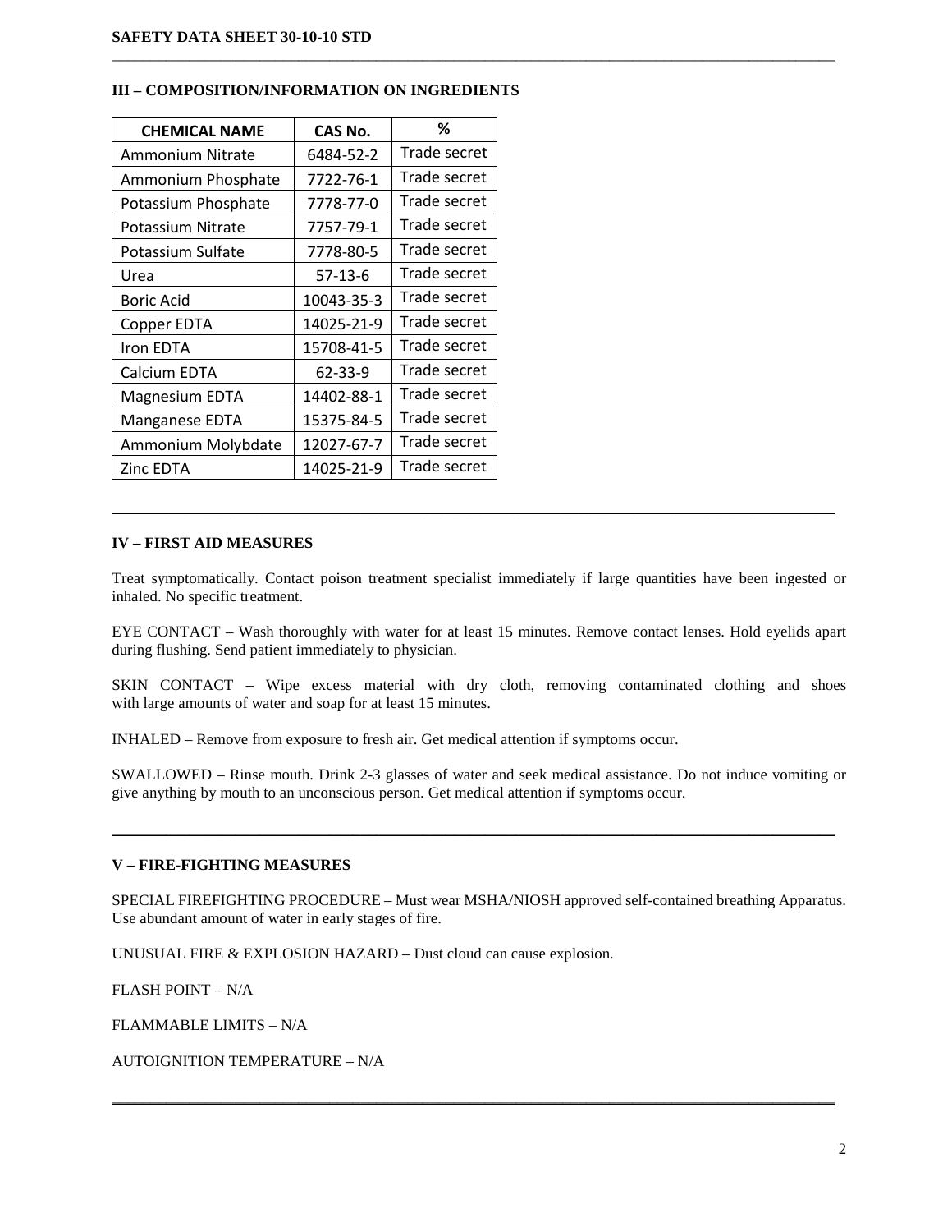## III – COMPOSITION/INFORMATION ON INGREDIENTS

| CHEMICAL NAME | CAS No. | % |
|---|---|---|
| Ammonium Nitrate | 6484-52-2 | Trade secret |
| Ammonium Phosphate | 7722-76-1 | Trade secret |
| Potassium Phosphate | 7778-77-0 | Trade secret |
| Potassium Nitrate | 7757-79-1 | Trade secret |
| Potassium Sulfate | 7778-80-5 | Trade secret |
| Urea | 57-13-6 | Trade secret |
| Boric Acid | 10043-35-3 | Trade secret |
| Copper EDTA | 14025-21-9 | Trade secret |
| Iron EDTA | 15708-41-5 | Trade secret |
| Calcium EDTA | 62-33-9 | Trade secret |
| Magnesium EDTA | 14402-88-1 | Trade secret |
| Manganese EDTA | 15375-84-5 | Trade secret |
| Ammonium Molybdate | 12027-67-7 | Trade secret |
| Zinc EDTA | 14025-21-9 | Trade secret |

## IV – FIRST AID MEASURES

Treat symptomatically. Contact poison treatment specialist immediately if large quantities have been ingested or inhaled. No specific treatment.

EYE CONTACT – Wash thoroughly with water for at least 15 minutes. Remove contact lenses. Hold eyelids apart during flushing. Send patient immediately to physician.

SKIN CONTACT – Wipe excess material with dry cloth, removing contaminated clothing and shoes with large amounts of water and soap for at least 15 minutes.

INHALED – Remove from exposure to fresh air. Get medical attention if symptoms occur.

SWALLOWED – Rinse mouth. Drink 2-3 glasses of water and seek medical assistance. Do not induce vomiting or give anything by mouth to an unconscious person. Get medical attention if symptoms occur.

## V – FIRE-FIGHTING MEASURES

SPECIAL FIREFIGHTING PROCEDURE – Must wear MSHA/NIOSH approved self-contained breathing Apparatus. Use abundant amount of water in early stages of fire.

UNUSUAL FIRE & EXPLOSION HAZARD – Dust cloud can cause explosion.

FLASH POINT – N/A

FLAMMABLE LIMITS – N/A

AUTOIGNITION TEMPERATURE – N/A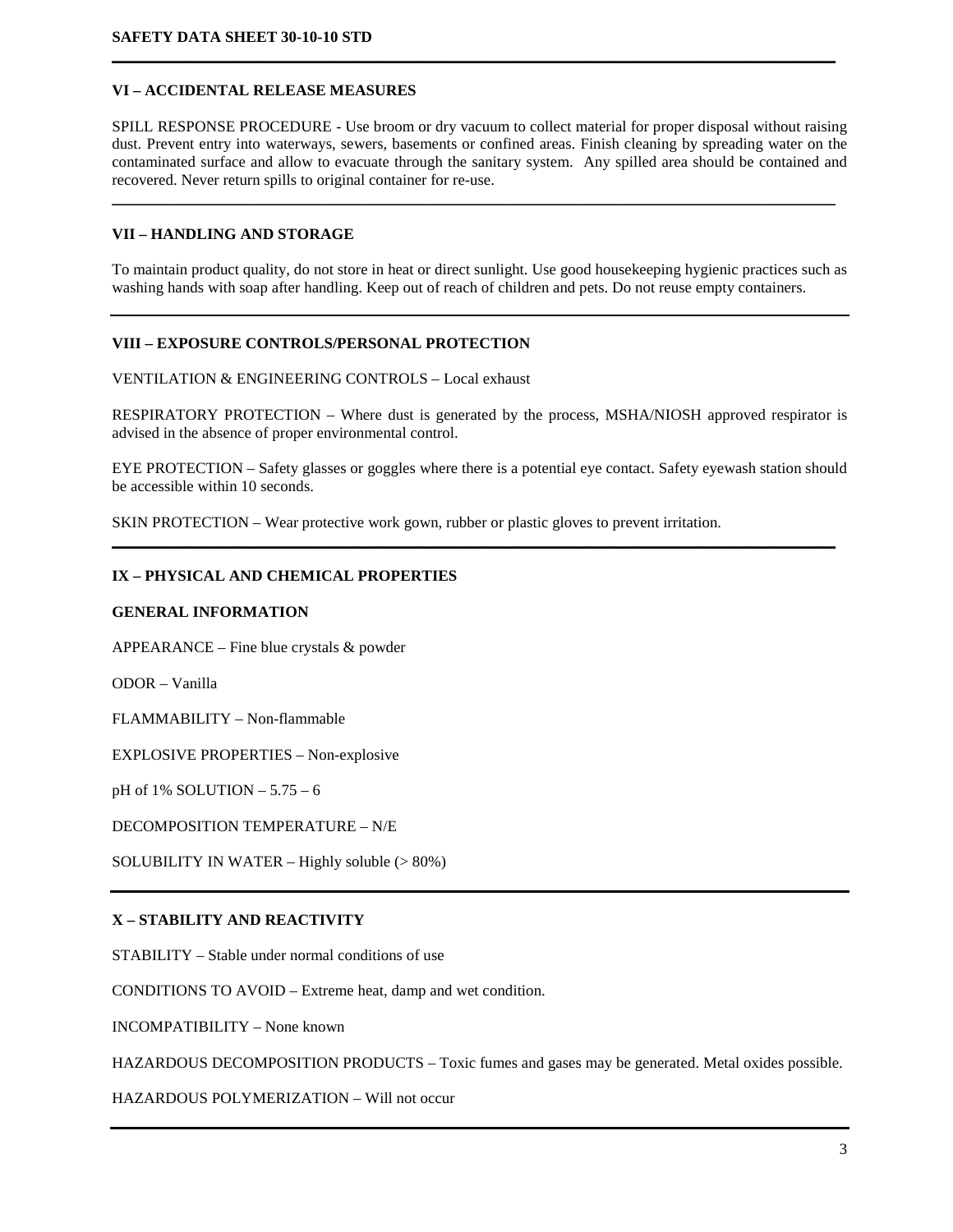## VI – ACCIDENTAL RELEASE MEASURES

SPILL RESPONSE PROCEDURE - Use broom or dry vacuum to collect material for proper disposal without raising dust. Prevent entry into waterways, sewers, basements or confined areas. Finish cleaning by spreading water on the contaminated surface and allow to evacuate through the sanitary system. Any spilled area should be contained and recovered. Never return spills to original container for re-use.

## VII – HANDLING AND STORAGE

To maintain product quality, do not store in heat or direct sunlight. Use good housekeeping hygienic practices such as washing hands with soap after handling. Keep out of reach of children and pets. Do not reuse empty containers.

## VIII – EXPOSURE CONTROLS/PERSONAL PROTECTION

VENTILATION & ENGINEERING CONTROLS – Local exhaust

RESPIRATORY PROTECTION – Where dust is generated by the process, MSHA/NIOSH approved respirator is advised in the absence of proper environmental control.

EYE PROTECTION – Safety glasses or goggles where there is a potential eye contact. Safety eyewash station should be accessible within 10 seconds.

SKIN PROTECTION – Wear protective work gown, rubber or plastic gloves to prevent irritation.

## IX – PHYSICAL AND CHEMICAL PROPERTIES

### GENERAL INFORMATION

APPEARANCE – Fine blue crystals & powder

ODOR – Vanilla

FLAMMABILITY – Non-flammable

EXPLOSIVE PROPERTIES – Non-explosive

pH of 1% SOLUTION – 5.75 – 6

DECOMPOSITION TEMPERATURE – N/E

SOLUBILITY IN WATER – Highly soluble (> 80%)

## X – STABILITY AND REACTIVITY

STABILITY – Stable under normal conditions of use

CONDITIONS TO AVOID – Extreme heat, damp and wet condition.

INCOMPATIBILITY – None known

HAZARDOUS DECOMPOSITION PRODUCTS – Toxic fumes and gases may be generated. Metal oxides possible.

HAZARDOUS POLYMERIZATION – Will not occur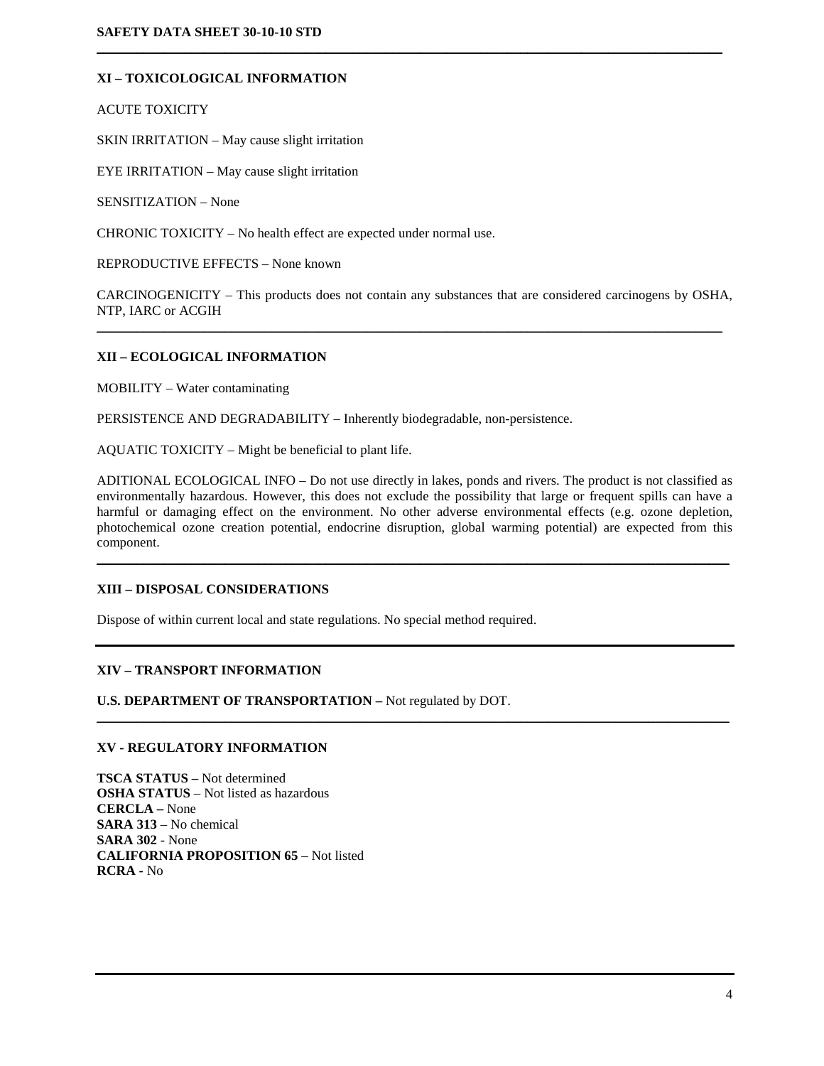## XI – TOXICOLOGICAL INFORMATION

ACUTE TOXICITY

SKIN IRRITATION – May cause slight irritation

EYE IRRITATION – May cause slight irritation

SENSITIZATION – None

CHRONIC TOXICITY – No health effect are expected under normal use.

REPRODUCTIVE EFFECTS – None known

CARCINOGENICITY – This products does not contain any substances that are considered carcinogens by OSHA, NTP, IARC or ACGIH

---

## XII – ECOLOGICAL INFORMATION

MOBILITY – Water contaminating

PERSISTENCE AND DEGRADABILITY – Inherently biodegradable, non-persistence.

AQUATIC TOXICITY – Might be beneficial to plant life.

ADITIONAL ECOLOGICAL INFO – Do not use directly in lakes, ponds and rivers. The product is not classified as environmentally hazardous. However, this does not exclude the possibility that large or frequent spills can have a harmful or damaging effect on the environment. No other adverse environmental effects (e.g. ozone depletion, photochemical ozone creation potential, endocrine disruption, global warming potential) are expected from this component.

---

## XIII – DISPOSAL CONSIDERATIONS

Dispose of within current local and state regulations. No special method required.

---

## XIV – TRANSPORT INFORMATION

**U.S. DEPARTMENT OF TRANSPORTATION –** Not regulated by DOT.

---

## XV - REGULATORY INFORMATION

**TSCA STATUS –** Not determined
**OSHA STATUS** – Not listed as hazardous
**CERCLA –** None
**SARA 313** – No chemical
**SARA 302** - None
**CALIFORNIA PROPOSITION 65** – Not listed
**RCRA** - No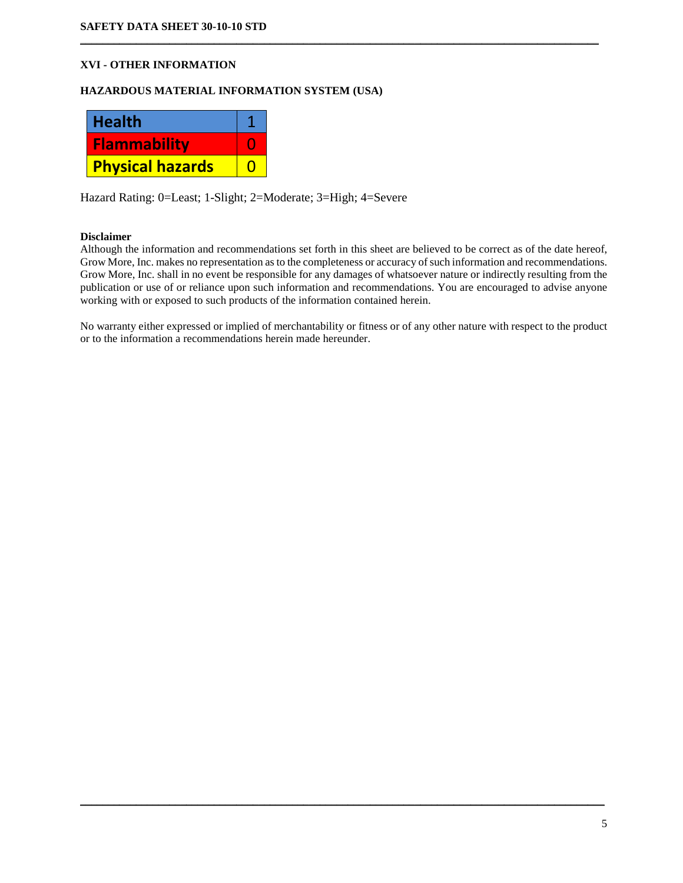## XVI - OTHER INFORMATION

### HAZARDOUS MATERIAL INFORMATION SYSTEM (USA)

| | |
|---|---|
| Health | 1 |
| Flammability | 0 |
| Physical hazards | 0 |

Hazard Rating: 0=Least; 1-Slight; 2=Moderate; 3=High; 4=Severe

**Disclaimer**

Although the information and recommendations set forth in this sheet are believed to be correct as of the date hereof, Grow More, Inc. makes no representation as to the completeness or accuracy of such information and recommendations. Grow More, Inc. shall in no event be responsible for any damages of whatsoever nature or indirectly resulting from the publication or use of or reliance upon such information and recommendations. You are encouraged to advise anyone working with or exposed to such products of the information contained herein.

No warranty either expressed or implied of merchantability or fitness or of any other nature with respect to the product or to the information a recommendations herein made hereunder.